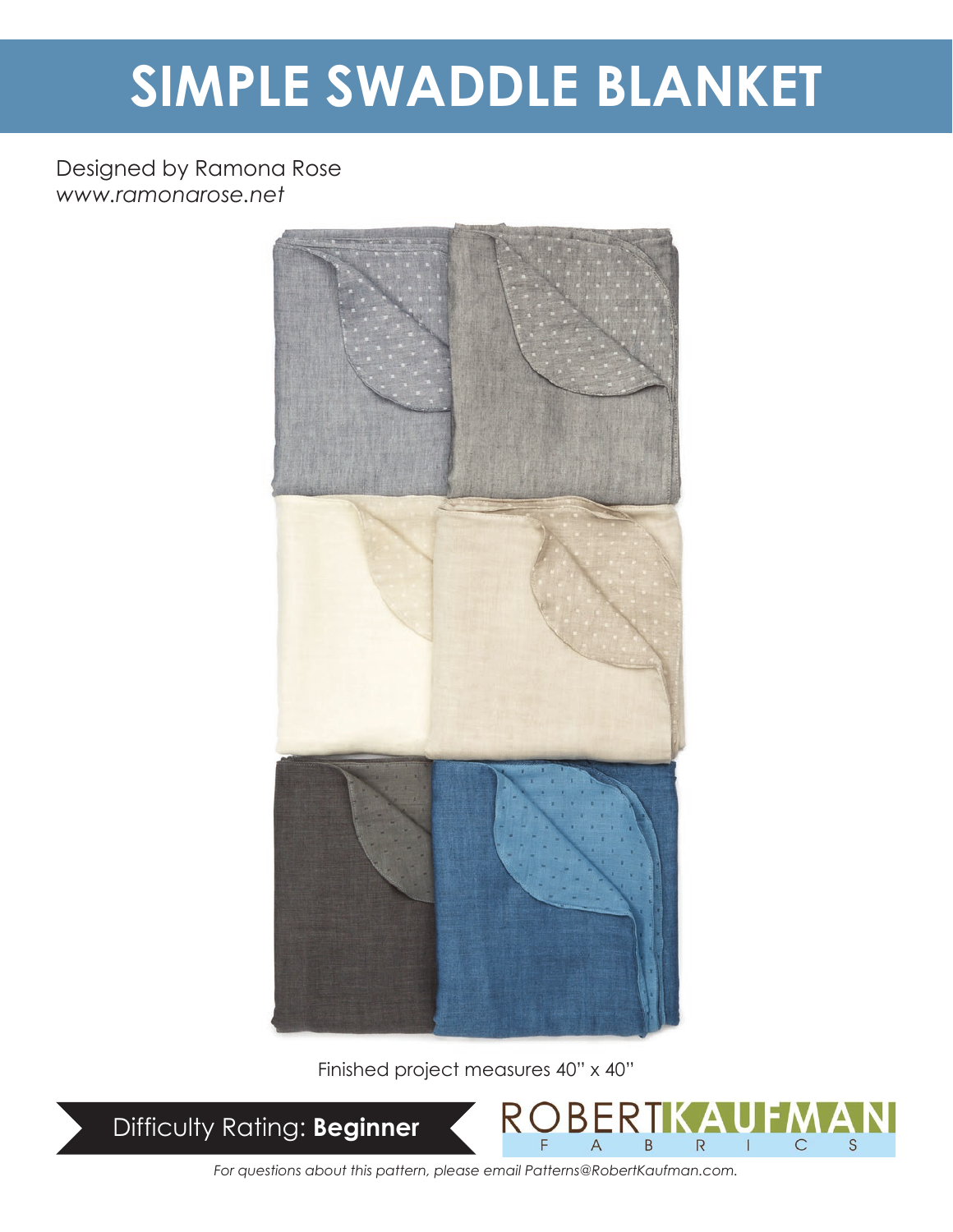# SIMPLE SWADDLE BLANKET

Designed by Ramona Rose
*www.ramonarose.net*

Finished project measures 40" x 40"

Difficulty Rating: **Beginner**

ROBERT KAUFMAN FABRICS

*For questions about this pattern, please email Patterns@RobertKaufman.com.*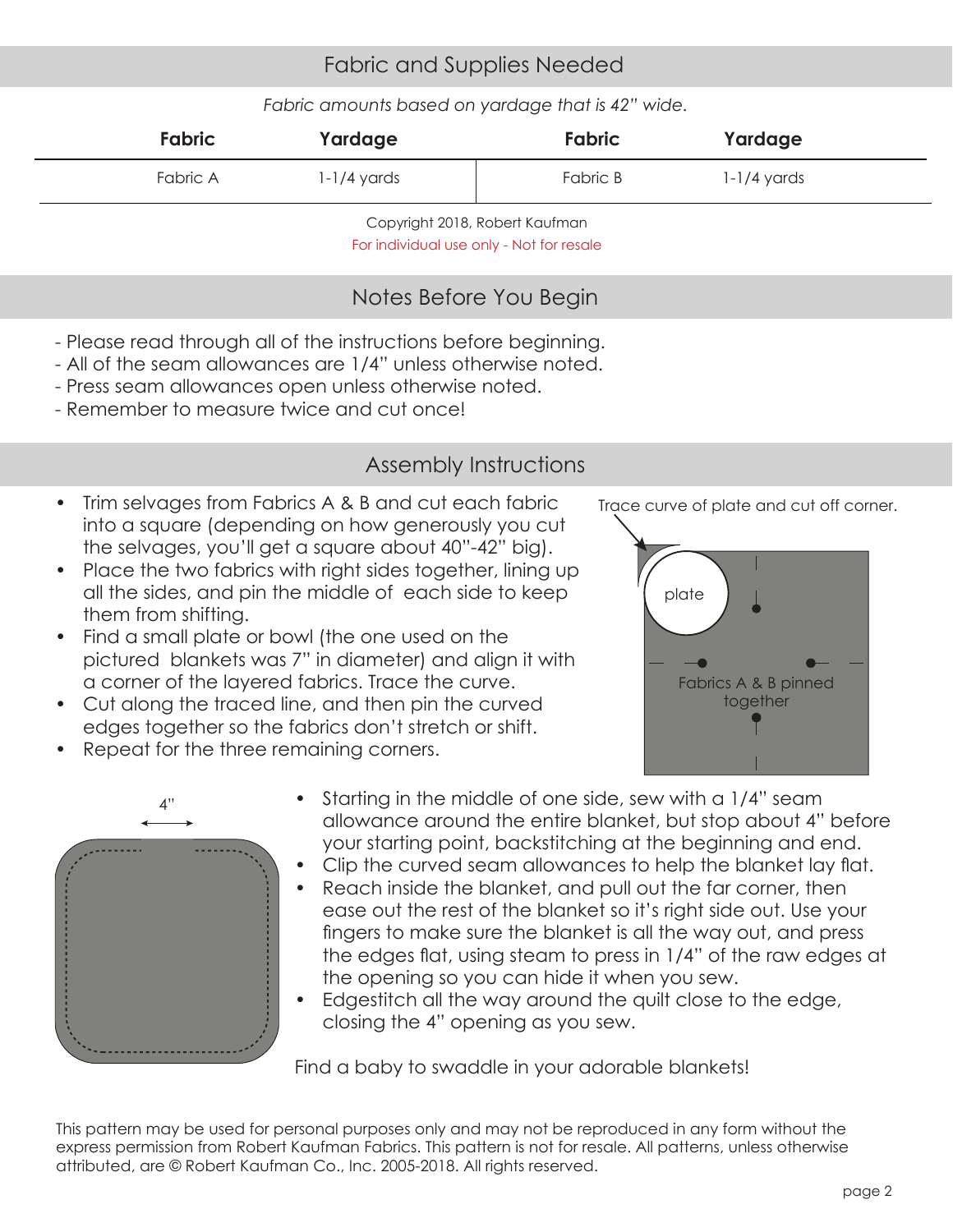## Fabric and Supplies Needed

*Fabric amounts based on yardage that is 42" wide.*

| Fabric | Yardage | Fabric | Yardage |
|---|---|---|---|
| Fabric A | 1-1/4 yards | Fabric B | 1-1/4 yards |

Copyright 2018, Robert Kaufman
For individual use only - Not for resale

## Notes Before You Begin

- Please read through all of the instructions before beginning.
- All of the seam allowances are 1/4" unless otherwise noted.
- Press seam allowances open unless otherwise noted.
- Remember to measure twice and cut once!

## Assembly Instructions

- Trim selvages from Fabrics A & B and cut each fabric into a square (depending on how generously you cut the selvages, you'll get a square about 40"-42" big).
- Place the two fabrics with right sides together, lining up all the sides, and pin the middle of each side to keep them from shifting.
- Find a small plate or bowl (the one used on the pictured blankets was 7" in diameter) and align it with a corner of the layered fabrics. Trace the curve.
- Cut along the traced line, and then pin the curved edges together so the fabrics don't stretch or shift.
- Repeat for the three remaining corners.

Trace curve of plate and cut off corner.

plate

Fabrics A & B pinned together

4"

- Starting in the middle of one side, sew with a 1/4" seam allowance around the entire blanket, but stop about 4" before your starting point, backstitching at the beginning and end.
- Clip the curved seam allowances to help the blanket lay flat.
- Reach inside the blanket, and pull out the far corner, then ease out the rest of the blanket so it's right side out. Use your fingers to make sure the blanket is all the way out, and press the edges flat, using steam to press in 1/4" of the raw edges at the opening so you can hide it when you sew.
- Edgestitch all the way around the quilt close to the edge, closing the 4" opening as you sew.

Find a baby to swaddle in your adorable blankets!

This pattern may be used for personal purposes only and may not be reproduced in any form without the express permission from Robert Kaufman Fabrics. This pattern is not for resale. All patterns, unless otherwise attributed, are © Robert Kaufman Co., Inc. 2005-2018. All rights reserved.